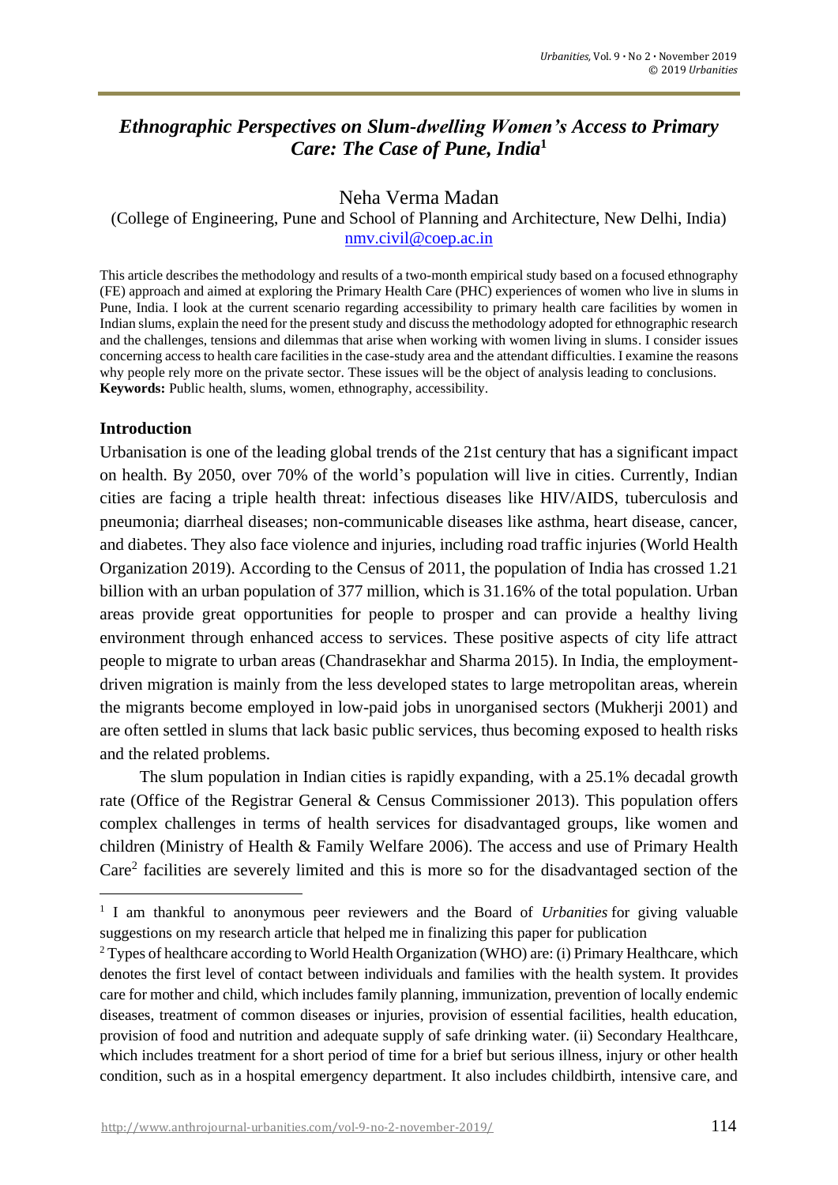# *Ethnographic Perspectives on Slum-dwelling Women's Access to Primary Care: The Case of Pune, India*[1]

Neha Verma Madan

(College of Engineering, Pune and School of Planning and Architecture, New Delhi, India)

nmv.civil@coep.ac.in

This article describes the methodology and results of a two-month empirical study based on a focused ethnography (FE) approach and aimed at exploring the Primary Health Care (PHC) experiences of women who live in slums in Pune, India. I look at the current scenario regarding accessibility to primary health care facilities by women in Indian slums, explain the need for the present study and discuss the methodology adopted for ethnographic research and the challenges, tensions and dilemmas that arise when working with women living in slums. I consider issues concerning access to health care facilities in the case-study area and the attendant difficulties. I examine the reasons why people rely more on the private sector. These issues will be the object of analysis leading to conclusions.

**Keywords:** Public health, slums, women, ethnography, accessibility.

## Introduction

Urbanisation is one of the leading global trends of the 21st century that has a significant impact on health. By 2050, over 70% of the world's population will live in cities. Currently, Indian cities are facing a triple health threat: infectious diseases like HIV/AIDS, tuberculosis and pneumonia; diarrheal diseases; non-communicable diseases like asthma, heart disease, cancer, and diabetes. They also face violence and injuries, including road traffic injuries (World Health Organization 2019). According to the Census of 2011, the population of India has crossed 1.21 billion with an urban population of 377 million, which is 31.16% of the total population. Urban areas provide great opportunities for people to prosper and can provide a healthy living environment through enhanced access to services. These positive aspects of city life attract people to migrate to urban areas (Chandrasekhar and Sharma 2015). In India, the employment-driven migration is mainly from the less developed states to large metropolitan areas, wherein the migrants become employed in low-paid jobs in unorganised sectors (Mukherji 2001) and are often settled in slums that lack basic public services, thus becoming exposed to health risks and the related problems.

The slum population in Indian cities is rapidly expanding, with a 25.1% decadal growth rate (Office of the Registrar General & Census Commissioner 2013). This population offers complex challenges in terms of health services for disadvantaged groups, like women and children (Ministry of Health & Family Welfare 2006). The access and use of Primary Health Care[2] facilities are severely limited and this is more so for the disadvantaged section of the

---

[1] I am thankful to anonymous peer reviewers and the Board of *Urbanities* for giving valuable suggestions on my research article that helped me in finalizing this paper for publication

[2] Types of healthcare according to World Health Organization (WHO) are: (i) Primary Healthcare, which denotes the first level of contact between individuals and families with the health system. It provides care for mother and child, which includes family planning, immunization, prevention of locally endemic diseases, treatment of common diseases or injuries, provision of essential facilities, health education, provision of food and nutrition and adequate supply of safe drinking water. (ii) Secondary Healthcare, which includes treatment for a short period of time for a brief but serious illness, injury or other health condition, such as in a hospital emergency department. It also includes childbirth, intensive care, and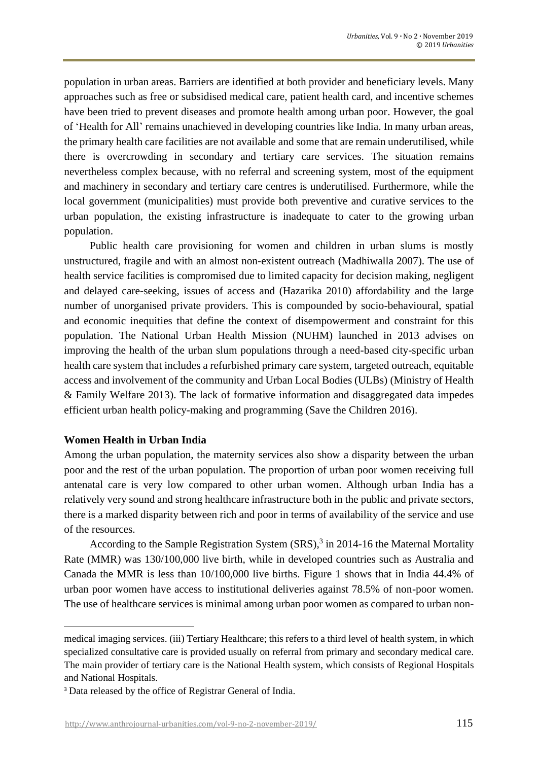population in urban areas. Barriers are identified at both provider and beneficiary levels. Many approaches such as free or subsidised medical care, patient health card, and incentive schemes have been tried to prevent diseases and promote health among urban poor. However, the goal of 'Health for All' remains unachieved in developing countries like India. In many urban areas, the primary health care facilities are not available and some that are remain underutilised, while there is overcrowding in secondary and tertiary care services. The situation remains nevertheless complex because, with no referral and screening system, most of the equipment and machinery in secondary and tertiary care centres is underutilised. Furthermore, while the local government (municipalities) must provide both preventive and curative services to the urban population, the existing infrastructure is inadequate to cater to the growing urban population.

Public health care provisioning for women and children in urban slums is mostly unstructured, fragile and with an almost non-existent outreach (Madhiwalla 2007). The use of health service facilities is compromised due to limited capacity for decision making, negligent and delayed care-seeking, issues of access and (Hazarika 2010) affordability and the large number of unorganised private providers. This is compounded by socio-behavioural, spatial and economic inequities that define the context of disempowerment and constraint for this population. The National Urban Health Mission (NUHM) launched in 2013 advises on improving the health of the urban slum populations through a need-based city-specific urban health care system that includes a refurbished primary care system, targeted outreach, equitable access and involvement of the community and Urban Local Bodies (ULBs) (Ministry of Health & Family Welfare 2013). The lack of formative information and disaggregated data impedes efficient urban health policy-making and programming (Save the Children 2016).

**Women Health in Urban India**

Among the urban population, the maternity services also show a disparity between the urban poor and the rest of the urban population. The proportion of urban poor women receiving full antenatal care is very low compared to other urban women. Although urban India has a relatively very sound and strong healthcare infrastructure both in the public and private sectors, there is a marked disparity between rich and poor in terms of availability of the service and use of the resources.

According to the Sample Registration System (SRS),[3] in 2014-16 the Maternal Mortality Rate (MMR) was 130/100,000 live birth, while in developed countries such as Australia and Canada the MMR is less than 10/100,000 live births. Figure 1 shows that in India 44.4% of urban poor women have access to institutional deliveries against 78.5% of non-poor women. The use of healthcare services is minimal among urban poor women as compared to urban non-

medical imaging services. (iii) Tertiary Healthcare; this refers to a third level of health system, in which specialized consultative care is provided usually on referral from primary and secondary medical care. The main provider of tertiary care is the National Health system, which consists of Regional Hospitals and National Hospitals.

[3] Data released by the office of Registrar General of India.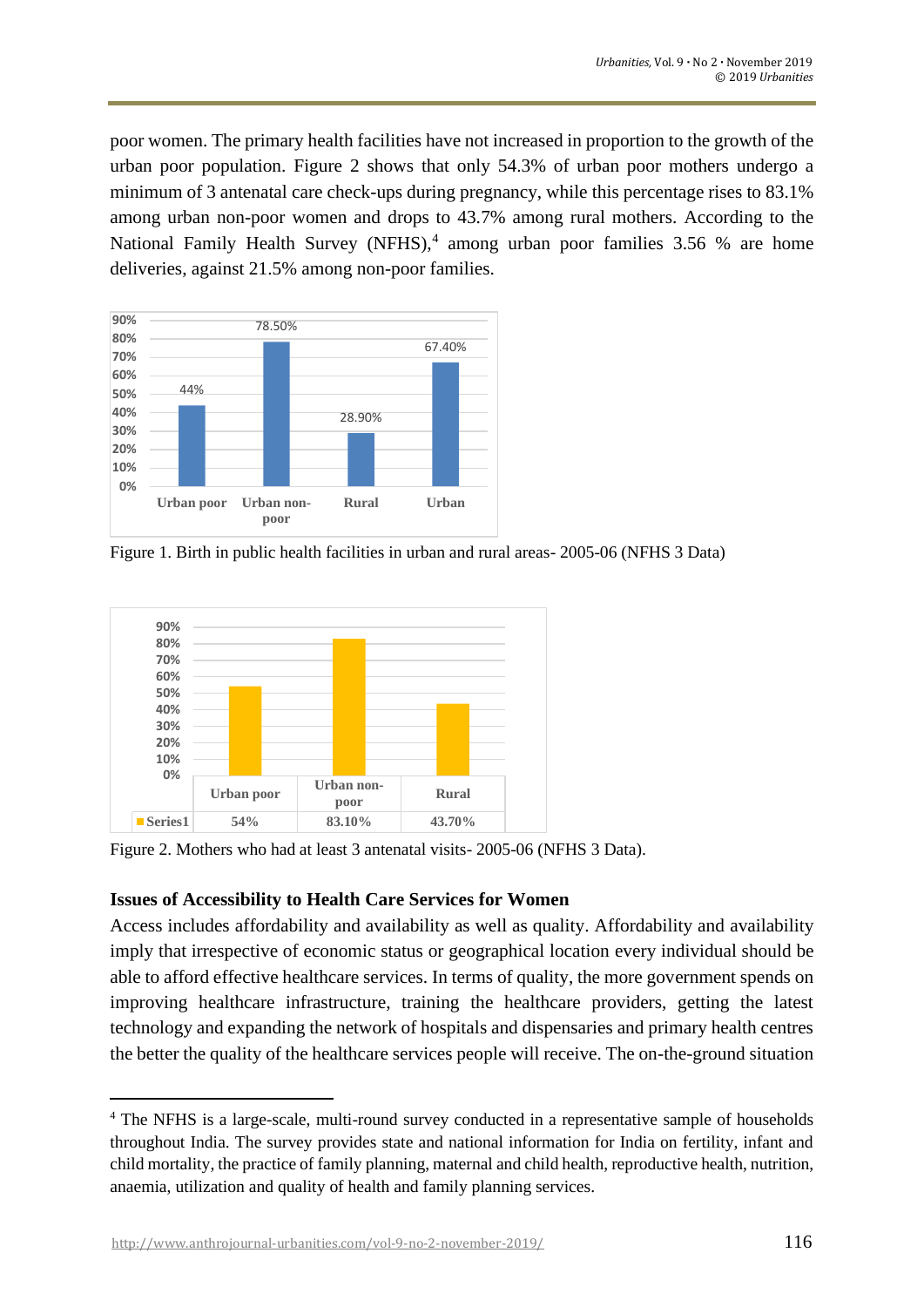poor women. The primary health facilities have not increased in proportion to the growth of the urban poor population. Figure 2 shows that only 54.3% of urban poor mothers undergo a minimum of 3 antenatal care check-ups during pregnancy, while this percentage rises to 83.1% among urban non-poor women and drops to 43.7% among rural mothers. According to the National Family Health Survey (NFHS),[4] among urban poor families 3.56 % are home deliveries, against 21.5% among non-poor families.

| | Urban poor | Urban non-poor | Rural | Urban |
|---|---|---|---|---|
| | 44% | 78.50% | 28.90% | 67.40% |

Figure 1. Birth in public health facilities in urban and rural areas- 2005-06 (NFHS 3 Data)

| | Urban poor | Urban non-poor | Rural |
|---|---|---|---|
| Series1 | 54% | 83.10% | 43.70% |

Figure 2. Mothers who had at least 3 antenatal visits- 2005-06 (NFHS 3 Data).

**Issues of Accessibility to Health Care Services for Women**

Access includes affordability and availability as well as quality. Affordability and availability imply that irrespective of economic status or geographical location every individual should be able to afford effective healthcare services. In terms of quality, the more government spends on improving healthcare infrastructure, training the healthcare providers, getting the latest technology and expanding the network of hospitals and dispensaries and primary health centres the better the quality of the healthcare services people will receive. The on-the-ground situation

[4] The NFHS is a large-scale, multi-round survey conducted in a representative sample of households throughout India. The survey provides state and national information for India on fertility, infant and child mortality, the practice of family planning, maternal and child health, reproductive health, nutrition, anaemia, utilization and quality of health and family planning services.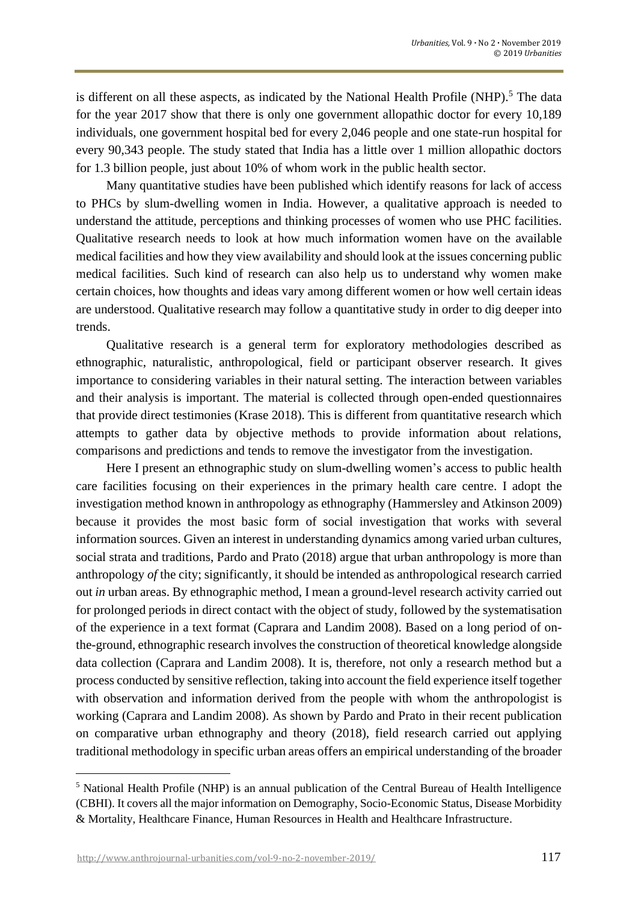is different on all these aspects, as indicated by the National Health Profile (NHP).[5] The data for the year 2017 show that there is only one government allopathic doctor for every 10,189 individuals, one government hospital bed for every 2,046 people and one state-run hospital for every 90,343 people. The study stated that India has a little over 1 million allopathic doctors for 1.3 billion people, just about 10% of whom work in the public health sector.

Many quantitative studies have been published which identify reasons for lack of access to PHCs by slum-dwelling women in India. However, a qualitative approach is needed to understand the attitude, perceptions and thinking processes of women who use PHC facilities. Qualitative research needs to look at how much information women have on the available medical facilities and how they view availability and should look at the issues concerning public medical facilities. Such kind of research can also help us to understand why women make certain choices, how thoughts and ideas vary among different women or how well certain ideas are understood. Qualitative research may follow a quantitative study in order to dig deeper into trends.

Qualitative research is a general term for exploratory methodologies described as ethnographic, naturalistic, anthropological, field or participant observer research. It gives importance to considering variables in their natural setting. The interaction between variables and their analysis is important. The material is collected through open-ended questionnaires that provide direct testimonies (Krase 2018). This is different from quantitative research which attempts to gather data by objective methods to provide information about relations, comparisons and predictions and tends to remove the investigator from the investigation.

Here I present an ethnographic study on slum-dwelling women's access to public health care facilities focusing on their experiences in the primary health care centre. I adopt the investigation method known in anthropology as ethnography (Hammersley and Atkinson 2009) because it provides the most basic form of social investigation that works with several information sources. Given an interest in understanding dynamics among varied urban cultures, social strata and traditions, Pardo and Prato (2018) argue that urban anthropology is more than anthropology *of* the city; significantly, it should be intended as anthropological research carried out *in* urban areas. By ethnographic method, I mean a ground-level research activity carried out for prolonged periods in direct contact with the object of study, followed by the systematisation of the experience in a text format (Caprara and Landim 2008). Based on a long period of on-the-ground, ethnographic research involves the construction of theoretical knowledge alongside data collection (Caprara and Landim 2008). It is, therefore, not only a research method but a process conducted by sensitive reflection, taking into account the field experience itself together with observation and information derived from the people with whom the anthropologist is working (Caprara and Landim 2008). As shown by Pardo and Prato in their recent publication on comparative urban ethnography and theory (2018), field research carried out applying traditional methodology in specific urban areas offers an empirical understanding of the broader

[5] National Health Profile (NHP) is an annual publication of the Central Bureau of Health Intelligence (CBHI). It covers all the major information on Demography, Socio-Economic Status, Disease Morbidity & Mortality, Healthcare Finance, Human Resources in Health and Healthcare Infrastructure.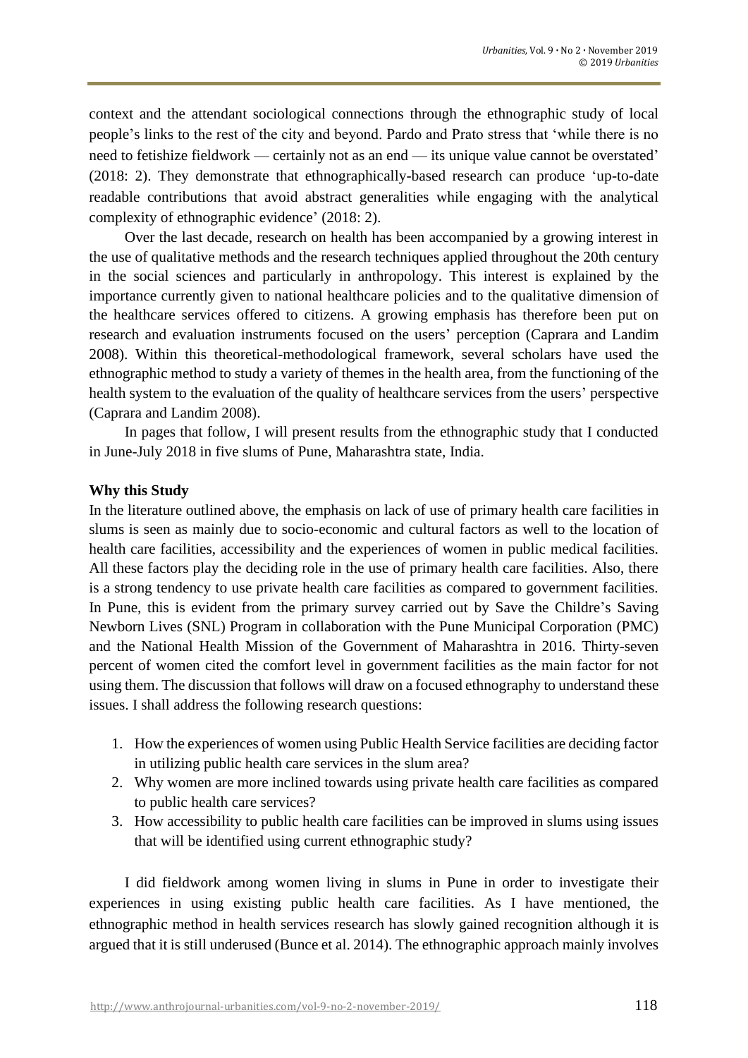context and the attendant sociological connections through the ethnographic study of local people's links to the rest of the city and beyond. Pardo and Prato stress that 'while there is no need to fetishize fieldwork — certainly not as an end — its unique value cannot be overstated' (2018: 2). They demonstrate that ethnographically-based research can produce 'up-to-date readable contributions that avoid abstract generalities while engaging with the analytical complexity of ethnographic evidence' (2018: 2).

Over the last decade, research on health has been accompanied by a growing interest in the use of qualitative methods and the research techniques applied throughout the 20th century in the social sciences and particularly in anthropology. This interest is explained by the importance currently given to national healthcare policies and to the qualitative dimension of the healthcare services offered to citizens. A growing emphasis has therefore been put on research and evaluation instruments focused on the users' perception (Caprara and Landim 2008). Within this theoretical-methodological framework, several scholars have used the ethnographic method to study a variety of themes in the health area, from the functioning of the health system to the evaluation of the quality of healthcare services from the users' perspective (Caprara and Landim 2008).

In pages that follow, I will present results from the ethnographic study that I conducted in June-July 2018 in five slums of Pune, Maharashtra state, India.

**Why this Study**

In the literature outlined above, the emphasis on lack of use of primary health care facilities in slums is seen as mainly due to socio-economic and cultural factors as well to the location of health care facilities, accessibility and the experiences of women in public medical facilities. All these factors play the deciding role in the use of primary health care facilities. Also, there is a strong tendency to use private health care facilities as compared to government facilities. In Pune, this is evident from the primary survey carried out by Save the Childre's Saving Newborn Lives (SNL) Program in collaboration with the Pune Municipal Corporation (PMC) and the National Health Mission of the Government of Maharashtra in 2016. Thirty-seven percent of women cited the comfort level in government facilities as the main factor for not using them. The discussion that follows will draw on a focused ethnography to understand these issues. I shall address the following research questions:

1. How the experiences of women using Public Health Service facilities are deciding factor in utilizing public health care services in the slum area?
2. Why women are more inclined towards using private health care facilities as compared to public health care services?
3. How accessibility to public health care facilities can be improved in slums using issues that will be identified using current ethnographic study?

I did fieldwork among women living in slums in Pune in order to investigate their experiences in using existing public health care facilities. As I have mentioned, the ethnographic method in health services research has slowly gained recognition although it is argued that it is still underused (Bunce et al. 2014). The ethnographic approach mainly involves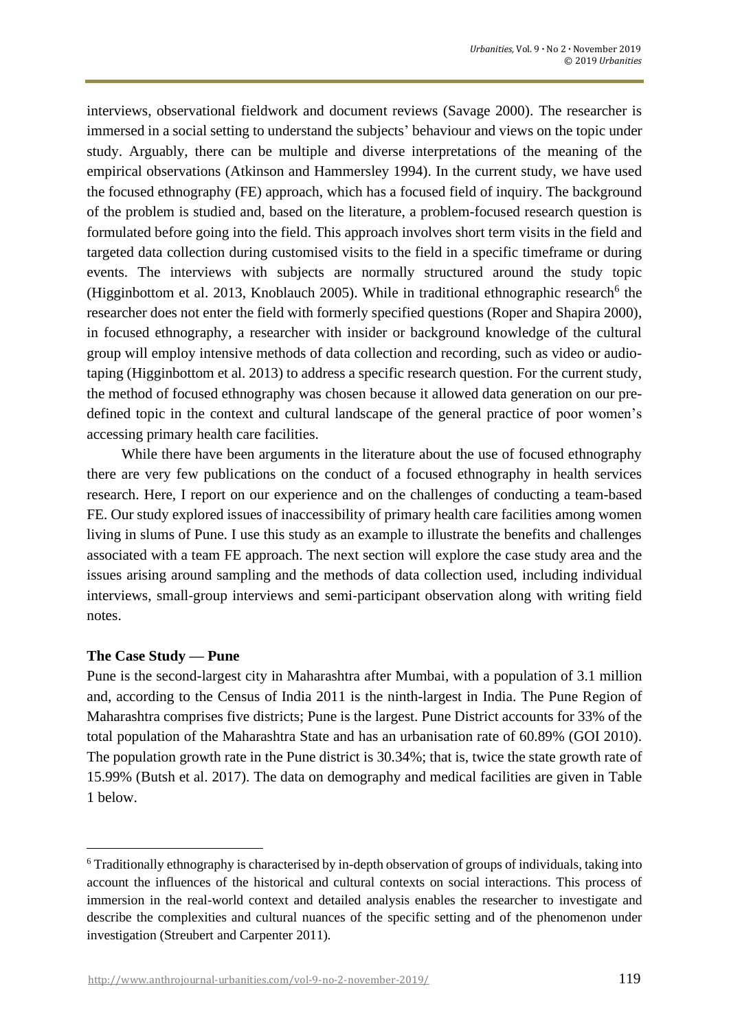interviews, observational fieldwork and document reviews (Savage 2000). The researcher is immersed in a social setting to understand the subjects' behaviour and views on the topic under study. Arguably, there can be multiple and diverse interpretations of the meaning of the empirical observations (Atkinson and Hammersley 1994). In the current study, we have used the focused ethnography (FE) approach, which has a focused field of inquiry. The background of the problem is studied and, based on the literature, a problem-focused research question is formulated before going into the field. This approach involves short term visits in the field and targeted data collection during customised visits to the field in a specific timeframe or during events. The interviews with subjects are normally structured around the study topic (Higginbottom et al. 2013, Knoblauch 2005). While in traditional ethnographic research[6] the researcher does not enter the field with formerly specified questions (Roper and Shapira 2000), in focused ethnography, a researcher with insider or background knowledge of the cultural group will employ intensive methods of data collection and recording, such as video or audio-taping (Higginbottom et al. 2013) to address a specific research question. For the current study, the method of focused ethnography was chosen because it allowed data generation on our pre-defined topic in the context and cultural landscape of the general practice of poor women's accessing primary health care facilities.

While there have been arguments in the literature about the use of focused ethnography there are very few publications on the conduct of a focused ethnography in health services research. Here, I report on our experience and on the challenges of conducting a team-based FE. Our study explored issues of inaccessibility of primary health care facilities among women living in slums of Pune. I use this study as an example to illustrate the benefits and challenges associated with a team FE approach. The next section will explore the case study area and the issues arising around sampling and the methods of data collection used, including individual interviews, small-group interviews and semi-participant observation along with writing field notes.

**The Case Study — Pune**

Pune is the second-largest city in Maharashtra after Mumbai, with a population of 3.1 million and, according to the Census of India 2011 is the ninth-largest in India. The Pune Region of Maharashtra comprises five districts; Pune is the largest. Pune District accounts for 33% of the total population of the Maharashtra State and has an urbanisation rate of 60.89% (GOI 2010). The population growth rate in the Pune district is 30.34%; that is, twice the state growth rate of 15.99% (Butsh et al. 2017). The data on demography and medical facilities are given in Table 1 below.

---

[6] Traditionally ethnography is characterised by in-depth observation of groups of individuals, taking into account the influences of the historical and cultural contexts on social interactions. This process of immersion in the real-world context and detailed analysis enables the researcher to investigate and describe the complexities and cultural nuances of the specific setting and of the phenomenon under investigation (Streubert and Carpenter 2011).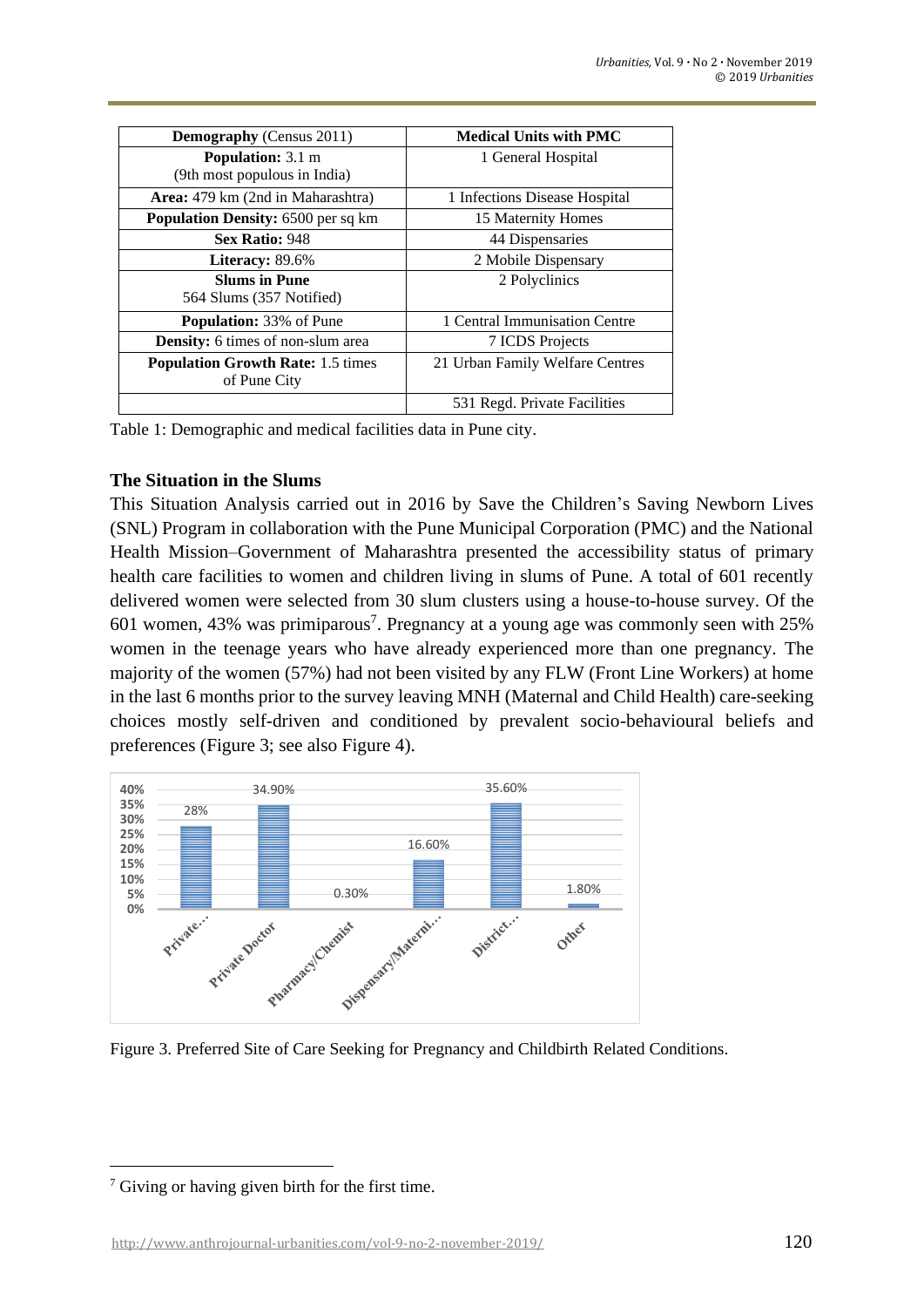| **Demography** (Census 2011) | **Medical Units with PMC** |
|---|---|
| **Population:** 3.1 m (9th most populous in India) | 1 General Hospital |
| **Area:** 479 km (2nd in Maharashtra) | 1 Infections Disease Hospital |
| **Population Density:** 6500 per sq km | 15 Maternity Homes |
| **Sex Ratio:** 948 | 44 Dispensaries |
| **Literacy:** 89.6% | 2 Mobile Dispensary |
| **Slums in Pune** 564 Slums (357 Notified) | 2 Polyclinics |
| **Population:** 33% of Pune | 1 Central Immunisation Centre |
| **Density:** 6 times of non-slum area | 7 ICDS Projects |
| **Population Growth Rate:** 1.5 times of Pune City | 21 Urban Family Welfare Centres |
| | 531 Regd. Private Facilities |

Table 1: Demographic and medical facilities data in Pune city.

### The Situation in the Slums

This Situation Analysis carried out in 2016 by Save the Children's Saving Newborn Lives (SNL) Program in collaboration with the Pune Municipal Corporation (PMC) and the National Health Mission–Government of Maharashtra presented the accessibility status of primary health care facilities to women and children living in slums of Pune. A total of 601 recently delivered women were selected from 30 slum clusters using a house-to-house survey. Of the 601 women, 43% was primiparous[7]. Pregnancy at a young age was commonly seen with 25% women in the teenage years who have already experienced more than one pregnancy. The majority of the women (57%) had not been visited by any FLW (Front Line Workers) at home in the last 6 months prior to the survey leaving MNH (Maternal and Child Health) care-seeking choices mostly self-driven and conditioned by prevalent socio-behavioural beliefs and preferences (Figure 3; see also Figure 4).

Figure 3. Preferred Site of Care Seeking for Pregnancy and Childbirth Related Conditions.

[7] Giving or having given birth for the first time.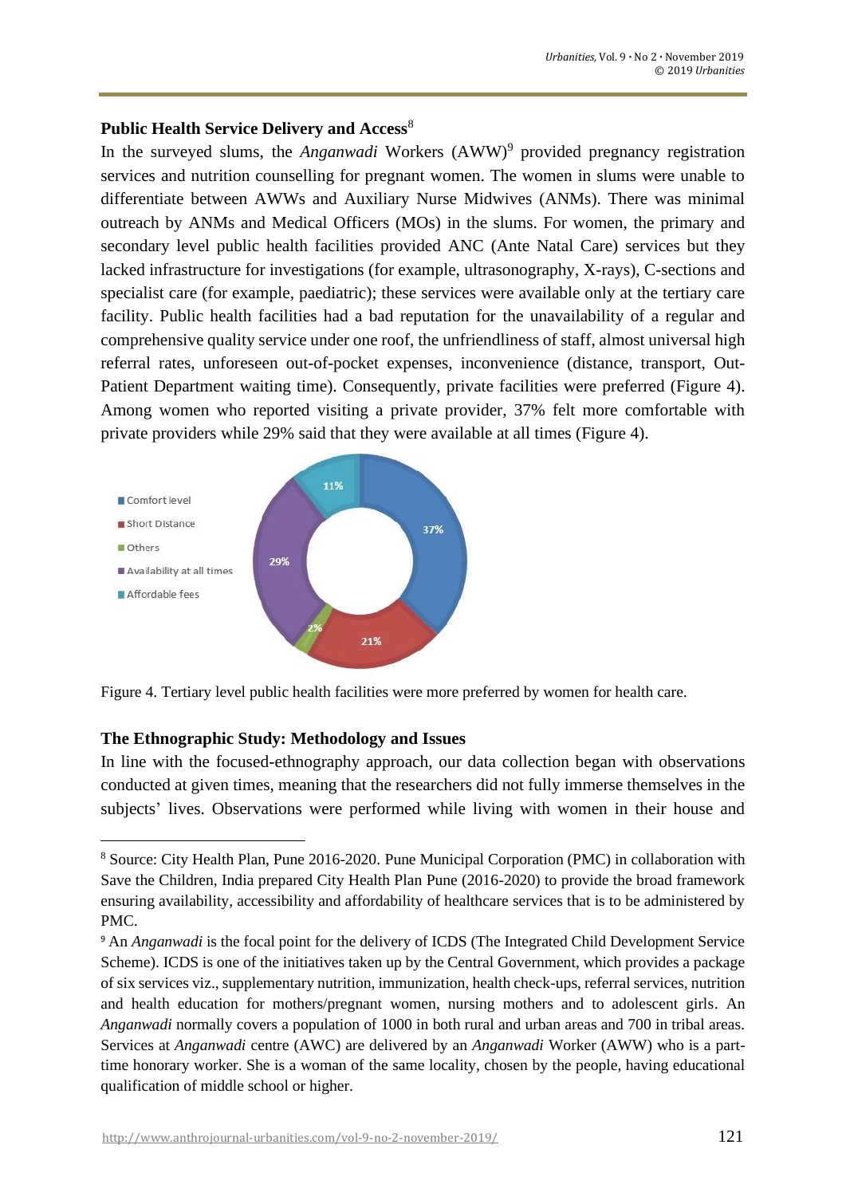## Public Health Service Delivery and Access[8]

In the surveyed slums, the *Anganwadi* Workers (AWW)[9] provided pregnancy registration services and nutrition counselling for pregnant women. The women in slums were unable to differentiate between AWWs and Auxiliary Nurse Midwives (ANMs). There was minimal outreach by ANMs and Medical Officers (MOs) in the slums. For women, the primary and secondary level public health facilities provided ANC (Ante Natal Care) services but they lacked infrastructure for investigations (for example, ultrasonography, X-rays), C-sections and specialist care (for example, paediatric); these services were available only at the tertiary care facility. Public health facilities had a bad reputation for the unavailability of a regular and comprehensive quality service under one roof, the unfriendliness of staff, almost universal high referral rates, unforeseen out-of-pocket expenses, inconvenience (distance, transport, Out-Patient Department waiting time). Consequently, private facilities were preferred (Figure 4). Among women who reported visiting a private provider, 37% felt more comfortable with private providers while 29% said that they were available at all times (Figure 4).

| Reason | Percentage |
|---|---|
| Comfort level | 37% |
| Short Distance | 21% |
| Others | 2% |
| Availability at all times | 29% |
| Affordable fees | 11% |

Figure 4. Tertiary level public health facilities were more preferred by women for health care.

## The Ethnographic Study: Methodology and Issues

In line with the focused-ethnography approach, our data collection began with observations conducted at given times, meaning that the researchers did not fully immerse themselves in the subjects' lives. Observations were performed while living with women in their house and

---

[8] Source: City Health Plan, Pune 2016-2020. Pune Municipal Corporation (PMC) in collaboration with Save the Children, India prepared City Health Plan Pune (2016-2020) to provide the broad framework ensuring availability, accessibility and affordability of healthcare services that is to be administered by PMC.

[9] An *Anganwadi* is the focal point for the delivery of ICDS (The Integrated Child Development Service Scheme). ICDS is one of the initiatives taken up by the Central Government, which provides a package of six services viz., supplementary nutrition, immunization, health check-ups, referral services, nutrition and health education for mothers/pregnant women, nursing mothers and to adolescent girls. An *Anganwadi* normally covers a population of 1000 in both rural and urban areas and 700 in tribal areas. Services at *Anganwadi* centre (AWC) are delivered by an *Anganwadi* Worker (AWW) who is a part-time honorary worker. She is a woman of the same locality, chosen by the people, having educational qualification of middle school or higher.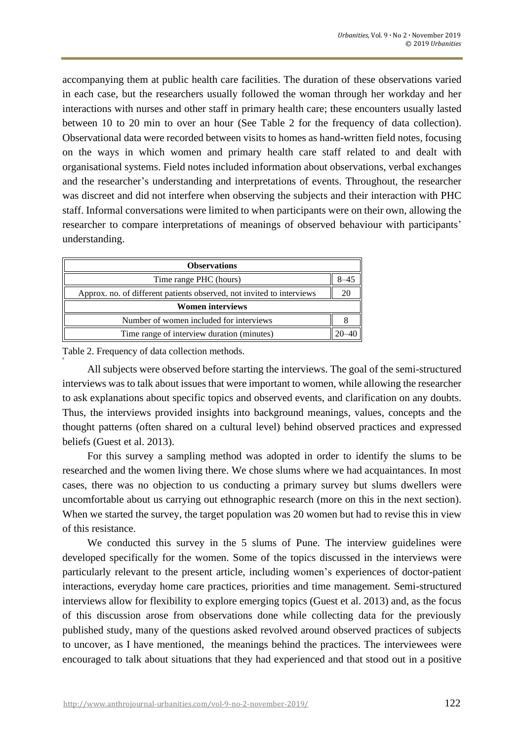accompanying them at public health care facilities. The duration of these observations varied in each case, but the researchers usually followed the woman through her workday and her interactions with nurses and other staff in primary health care; these encounters usually lasted between 10 to 20 min to over an hour (See Table 2 for the frequency of data collection). Observational data were recorded between visits to homes as hand-written field notes, focusing on the ways in which women and primary health care staff related to and dealt with organisational systems. Field notes included information about observations, verbal exchanges and the researcher's understanding and interpretations of events. Throughout, the researcher was discreet and did not interfere when observing the subjects and their interaction with PHC staff. Informal conversations were limited to when participants were on their own, allowing the researcher to compare interpretations of meanings of observed behaviour with participants' understanding.

| **Observations** | |
|---|---|
| Time range PHC (hours) | 8–45 |
| Approx. no. of different patients observed, not invited to interviews | 20 |
| **Women interviews** | |
| Number of women included for interviews | 8 |
| Time range of interview duration (minutes) | 20–40 |

Table 2. Frequency of data collection methods.

All subjects were observed before starting the interviews. The goal of the semi-structured interviews was to talk about issues that were important to women, while allowing the researcher to ask explanations about specific topics and observed events, and clarification on any doubts. Thus, the interviews provided insights into background meanings, values, concepts and the thought patterns (often shared on a cultural level) behind observed practices and expressed beliefs (Guest et al. 2013).

For this survey a sampling method was adopted in order to identify the slums to be researched and the women living there. We chose slums where we had acquaintances. In most cases, there was no objection to us conducting a primary survey but slums dwellers were uncomfortable about us carrying out ethnographic research (more on this in the next section). When we started the survey, the target population was 20 women but had to revise this in view of this resistance.

We conducted this survey in the 5 slums of Pune. The interview guidelines were developed specifically for the women. Some of the topics discussed in the interviews were particularly relevant to the present article, including women's experiences of doctor-patient interactions, everyday home care practices, priorities and time management. Semi-structured interviews allow for flexibility to explore emerging topics (Guest et al. 2013) and, as the focus of this discussion arose from observations done while collecting data for the previously published study, many of the questions asked revolved around observed practices of subjects to uncover, as I have mentioned, the meanings behind the practices. The interviewees were encouraged to talk about situations that they had experienced and that stood out in a positive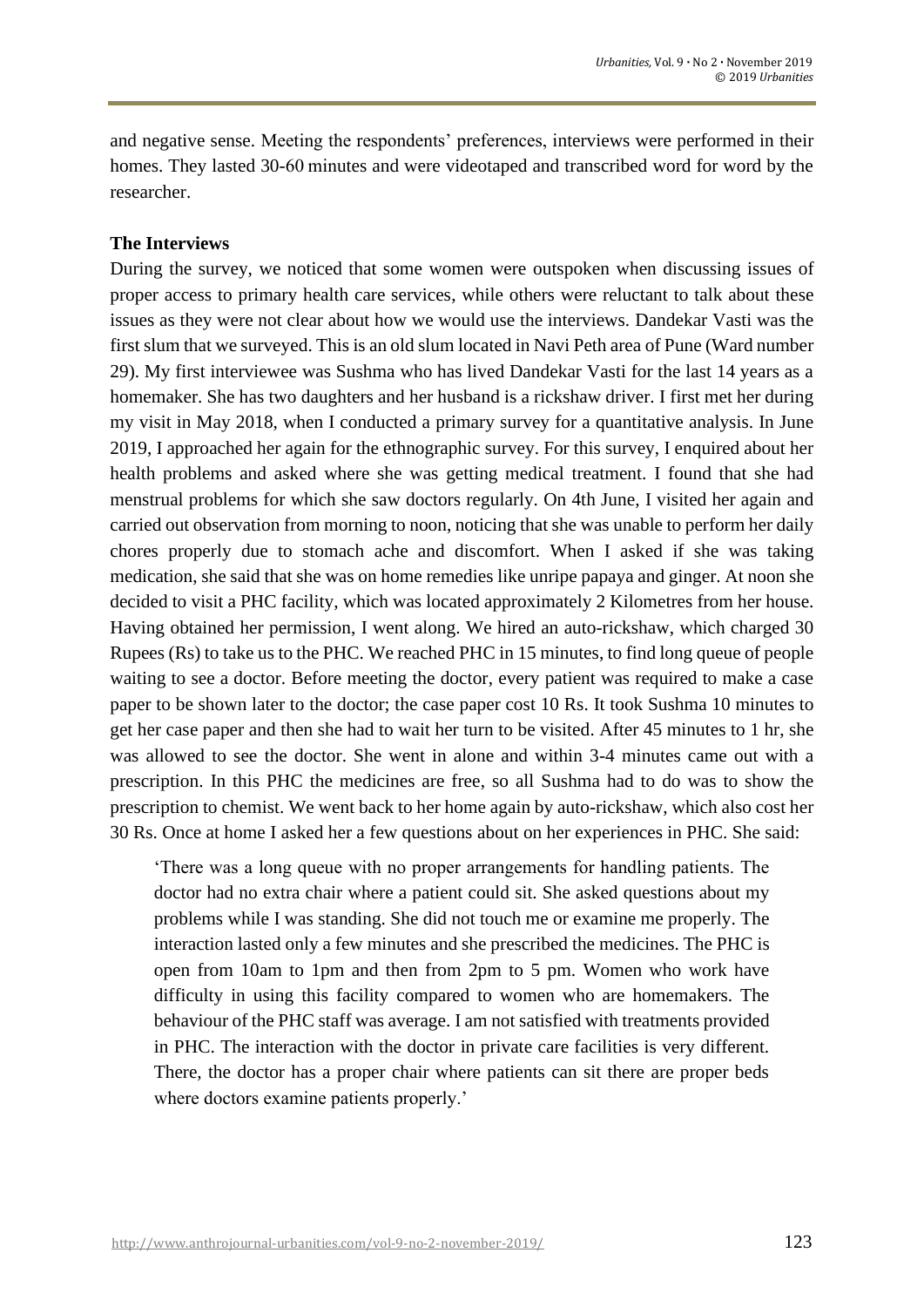and negative sense. Meeting the respondents' preferences, interviews were performed in their homes. They lasted 30-60 minutes and were videotaped and transcribed word for word by the researcher.

**The Interviews**

During the survey, we noticed that some women were outspoken when discussing issues of proper access to primary health care services, while others were reluctant to talk about these issues as they were not clear about how we would use the interviews. Dandekar Vasti was the first slum that we surveyed. This is an old slum located in Navi Peth area of Pune (Ward number 29). My first interviewee was Sushma who has lived Dandekar Vasti for the last 14 years as a homemaker. She has two daughters and her husband is a rickshaw driver. I first met her during my visit in May 2018, when I conducted a primary survey for a quantitative analysis. In June 2019, I approached her again for the ethnographic survey. For this survey, I enquired about her health problems and asked where she was getting medical treatment. I found that she had menstrual problems for which she saw doctors regularly. On 4th June, I visited her again and carried out observation from morning to noon, noticing that she was unable to perform her daily chores properly due to stomach ache and discomfort. When I asked if she was taking medication, she said that she was on home remedies like unripe papaya and ginger. At noon she decided to visit a PHC facility, which was located approximately 2 Kilometres from her house. Having obtained her permission, I went along. We hired an auto-rickshaw, which charged 30 Rupees (Rs) to take us to the PHC. We reached PHC in 15 minutes, to find long queue of people waiting to see a doctor. Before meeting the doctor, every patient was required to make a case paper to be shown later to the doctor; the case paper cost 10 Rs. It took Sushma 10 minutes to get her case paper and then she had to wait her turn to be visited. After 45 minutes to 1 hr, she was allowed to see the doctor. She went in alone and within 3-4 minutes came out with a prescription. In this PHC the medicines are free, so all Sushma had to do was to show the prescription to chemist. We went back to her home again by auto-rickshaw, which also cost her 30 Rs. Once at home I asked her a few questions about on her experiences in PHC. She said:

> 'There was a long queue with no proper arrangements for handling patients. The doctor had no extra chair where a patient could sit. She asked questions about my problems while I was standing. She did not touch me or examine me properly. The interaction lasted only a few minutes and she prescribed the medicines. The PHC is open from 10am to 1pm and then from 2pm to 5 pm. Women who work have difficulty in using this facility compared to women who are homemakers. The behaviour of the PHC staff was average. I am not satisfied with treatments provided in PHC. The interaction with the doctor in private care facilities is very different. There, the doctor has a proper chair where patients can sit there are proper beds where doctors examine patients properly.'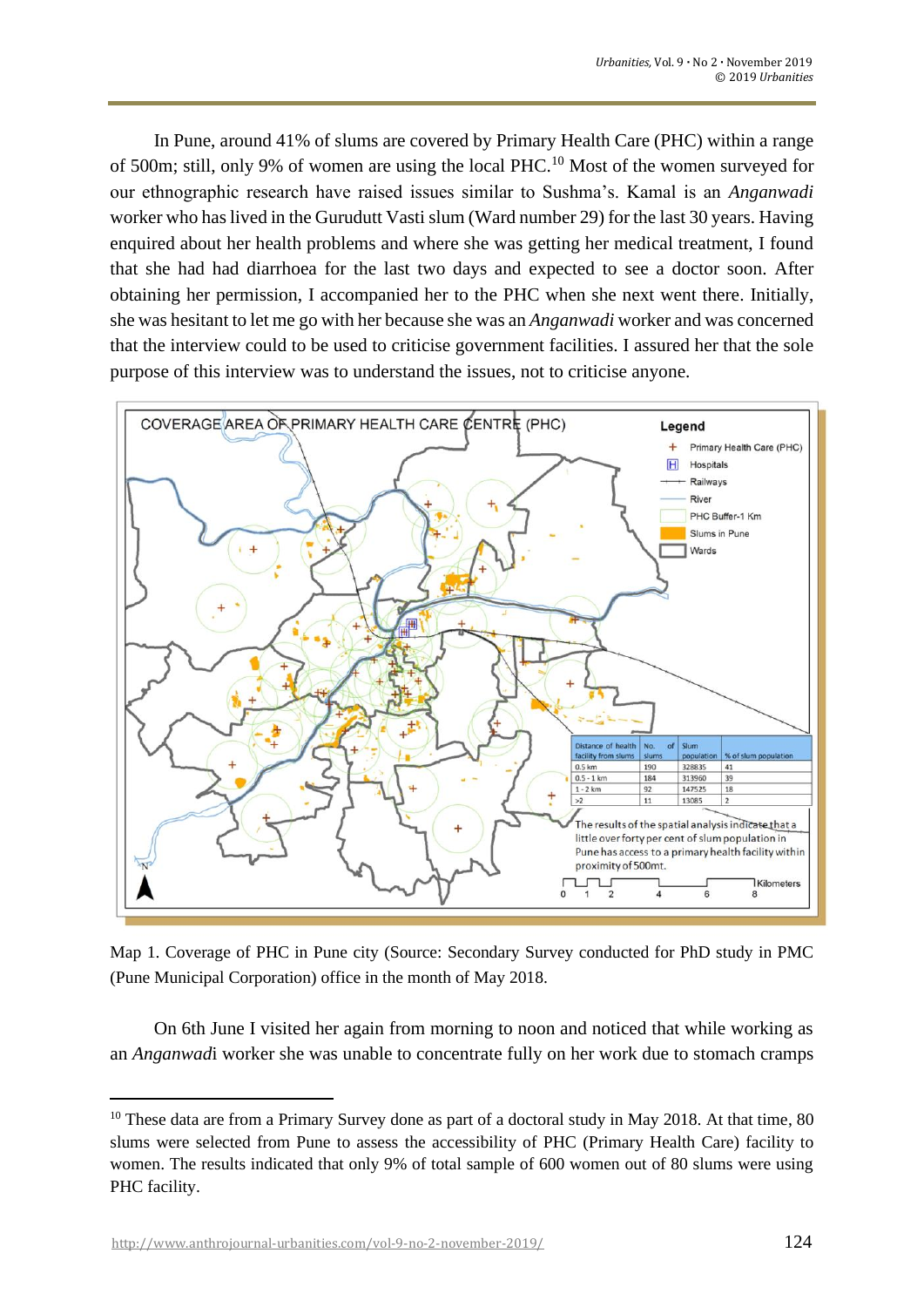In Pune, around 41% of slums are covered by Primary Health Care (PHC) within a range of 500m; still, only 9% of women are using the local PHC.[10] Most of the women surveyed for our ethnographic research have raised issues similar to Sushma's. Kamal is an *Anganwadi* worker who has lived in the Gurudutt Vasti slum (Ward number 29) for the last 30 years. Having enquired about her health problems and where she was getting her medical treatment, I found that she had had diarrhoea for the last two days and expected to see a doctor soon. After obtaining her permission, I accompanied her to the PHC when she next went there. Initially, she was hesitant to let me go with her because she was an *Anganwadi* worker and was concerned that the interview could be used to criticise government facilities. I assured her that the sole purpose of this interview was to understand the issues, not to criticise anyone.

COVERAGE AREA OF PRIMARY HEALTH CARE CENTRE (PHC)

Legend: Primary Health Care (PHC); Hospitals; Railways; River; PHC Buffer-1 Km; Slums in Pune; Wards

| Distance of health facility from slums | No. of slums | Slum population | % of slum population |
|---|---|---|---|
| 0.5 km | 190 | 328835 | 41 |
| 0.5 - 1 km | 184 | 313960 | 39 |
| 1 - 2 km | 92 | 147525 | 18 |
| >2 | 11 | 13085 | 2 |

The results of the spatial analysis indicate that a little over forty per cent of slum population in Pune has access to a primary health facility within proximity of 500mt.

Map 1. Coverage of PHC in Pune city (Source: Secondary Survey conducted for PhD study in PMC (Pune Municipal Corporation) office in the month of May 2018.

On 6th June I visited her again from morning to noon and noticed that while working as an *Anganwadi* worker she was unable to concentrate fully on her work due to stomach cramps

---

[10] These data are from a Primary Survey done as part of a doctoral study in May 2018. At that time, 80 slums were selected from Pune to assess the accessibility of PHC (Primary Health Care) facility to women. The results indicated that only 9% of total sample of 600 women out of 80 slums were using PHC facility.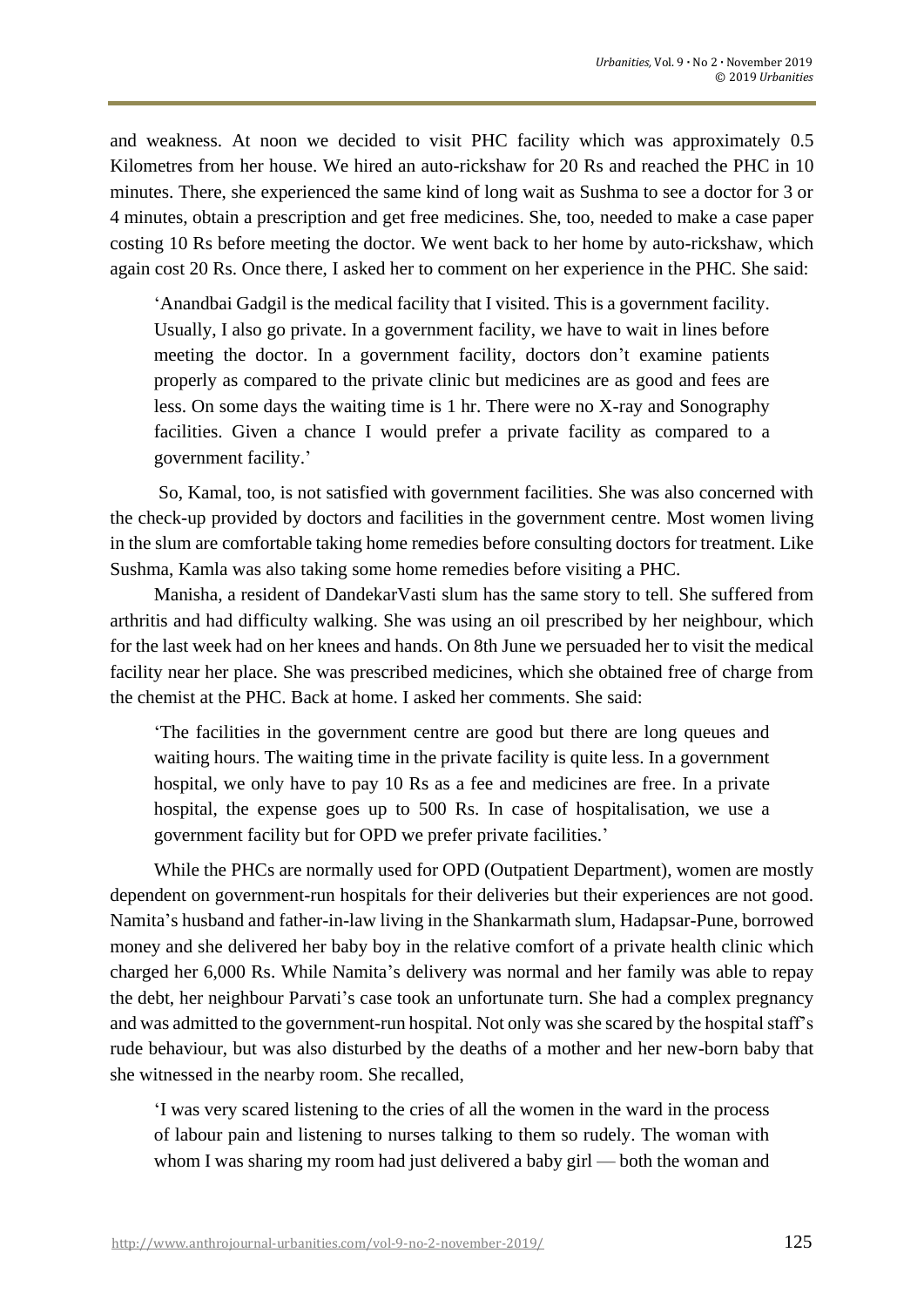and weakness. At noon we decided to visit PHC facility which was approximately 0.5 Kilometres from her house. We hired an auto-rickshaw for 20 Rs and reached the PHC in 10 minutes. There, she experienced the same kind of long wait as Sushma to see a doctor for 3 or 4 minutes, obtain a prescription and get free medicines. She, too, needed to make a case paper costing 10 Rs before meeting the doctor. We went back to her home by auto-rickshaw, which again cost 20 Rs. Once there, I asked her to comment on her experience in the PHC. She said:

> 'Anandbai Gadgil is the medical facility that I visited. This is a government facility. Usually, I also go private. In a government facility, we have to wait in lines before meeting the doctor. In a government facility, doctors don't examine patients properly as compared to the private clinic but medicines are as good and fees are less. On some days the waiting time is 1 hr. There were no X-ray and Sonography facilities. Given a chance I would prefer a private facility as compared to a government facility.'

So, Kamal, too, is not satisfied with government facilities. She was also concerned with the check-up provided by doctors and facilities in the government centre. Most women living in the slum are comfortable taking home remedies before consulting doctors for treatment. Like Sushma, Kamla was also taking some home remedies before visiting a PHC.

Manisha, a resident of DandekarVasti slum has the same story to tell. She suffered from arthritis and had difficulty walking. She was using an oil prescribed by her neighbour, which for the last week had on her knees and hands. On 8th June we persuaded her to visit the medical facility near her place. She was prescribed medicines, which she obtained free of charge from the chemist at the PHC. Back at home. I asked her comments. She said:

> 'The facilities in the government centre are good but there are long queues and waiting hours. The waiting time in the private facility is quite less. In a government hospital, we only have to pay 10 Rs as a fee and medicines are free. In a private hospital, the expense goes up to 500 Rs. In case of hospitalisation, we use a government facility but for OPD we prefer private facilities.'

While the PHCs are normally used for OPD (Outpatient Department), women are mostly dependent on government-run hospitals for their deliveries but their experiences are not good. Namita's husband and father-in-law living in the Shankarmath slum, Hadapsar-Pune, borrowed money and she delivered her baby boy in the relative comfort of a private health clinic which charged her 6,000 Rs. While Namita's delivery was normal and her family was able to repay the debt, her neighbour Parvati's case took an unfortunate turn. She had a complex pregnancy and was admitted to the government-run hospital. Not only was she scared by the hospital staff's rude behaviour, but was also disturbed by the deaths of a mother and her new-born baby that she witnessed in the nearby room. She recalled,

> 'I was very scared listening to the cries of all the women in the ward in the process of labour pain and listening to nurses talking to them so rudely. The woman with whom I was sharing my room had just delivered a baby girl — both the woman and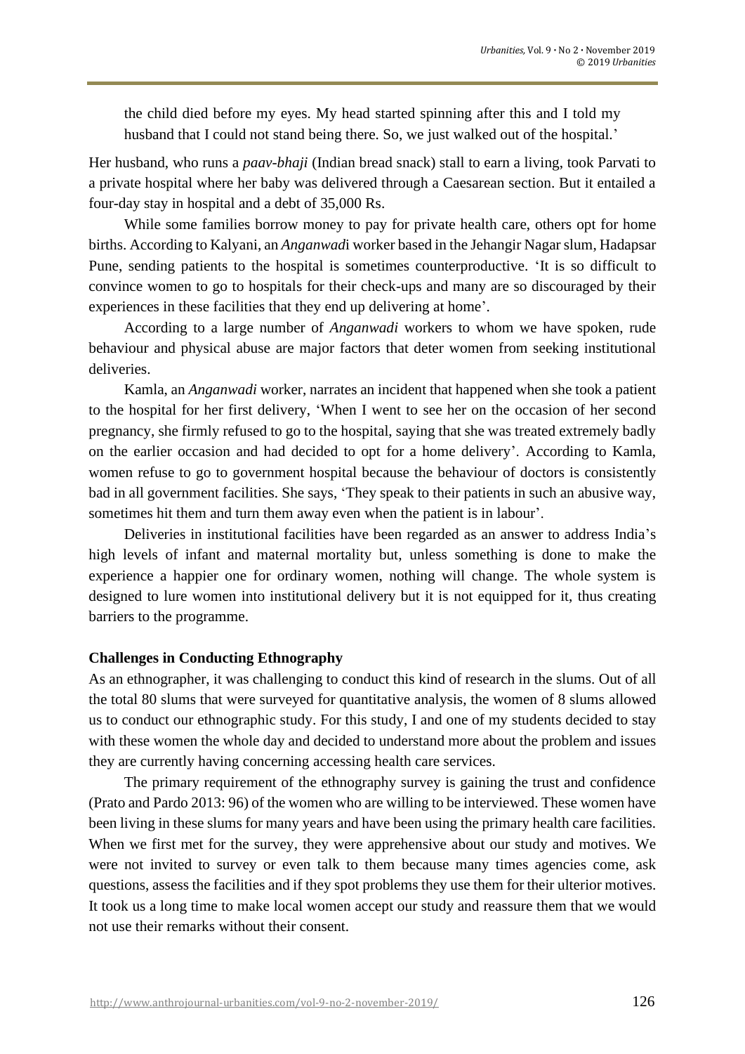> the child died before my eyes. My head started spinning after this and I told my husband that I could not stand being there. So, we just walked out of the hospital.'

Her husband, who runs a *paav-bhaji* (Indian bread snack) stall to earn a living, took Parvati to a private hospital where her baby was delivered through a Caesarean section. But it entailed a four-day stay in hospital and a debt of 35,000 Rs.

While some families borrow money to pay for private health care, others opt for home births. According to Kalyani, an *Anganwad*i worker based in the Jehangir Nagar slum, Hadapsar Pune, sending patients to the hospital is sometimes counterproductive. 'It is so difficult to convince women to go to hospitals for their check-ups and many are so discouraged by their experiences in these facilities that they end up delivering at home'.

According to a large number of *Anganwadi* workers to whom we have spoken, rude behaviour and physical abuse are major factors that deter women from seeking institutional deliveries.

Kamla, an *Anganwadi* worker, narrates an incident that happened when she took a patient to the hospital for her first delivery, 'When I went to see her on the occasion of her second pregnancy, she firmly refused to go to the hospital, saying that she was treated extremely badly on the earlier occasion and had decided to opt for a home delivery'. According to Kamla, women refuse to go to government hospital because the behaviour of doctors is consistently bad in all government facilities. She says, 'They speak to their patients in such an abusive way, sometimes hit them and turn them away even when the patient is in labour'.

Deliveries in institutional facilities have been regarded as an answer to address India's high levels of infant and maternal mortality but, unless something is done to make the experience a happier one for ordinary women, nothing will change. The whole system is designed to lure women into institutional delivery but it is not equipped for it, thus creating barriers to the programme.

**Challenges in Conducting Ethnography**

As an ethnographer, it was challenging to conduct this kind of research in the slums. Out of all the total 80 slums that were surveyed for quantitative analysis, the women of 8 slums allowed us to conduct our ethnographic study. For this study, I and one of my students decided to stay with these women the whole day and decided to understand more about the problem and issues they are currently having concerning accessing health care services.

The primary requirement of the ethnography survey is gaining the trust and confidence (Prato and Pardo 2013: 96) of the women who are willing to be interviewed. These women have been living in these slums for many years and have been using the primary health care facilities. When we first met for the survey, they were apprehensive about our study and motives. We were not invited to survey or even talk to them because many times agencies come, ask questions, assess the facilities and if they spot problems they use them for their ulterior motives. It took us a long time to make local women accept our study and reassure them that we would not use their remarks without their consent.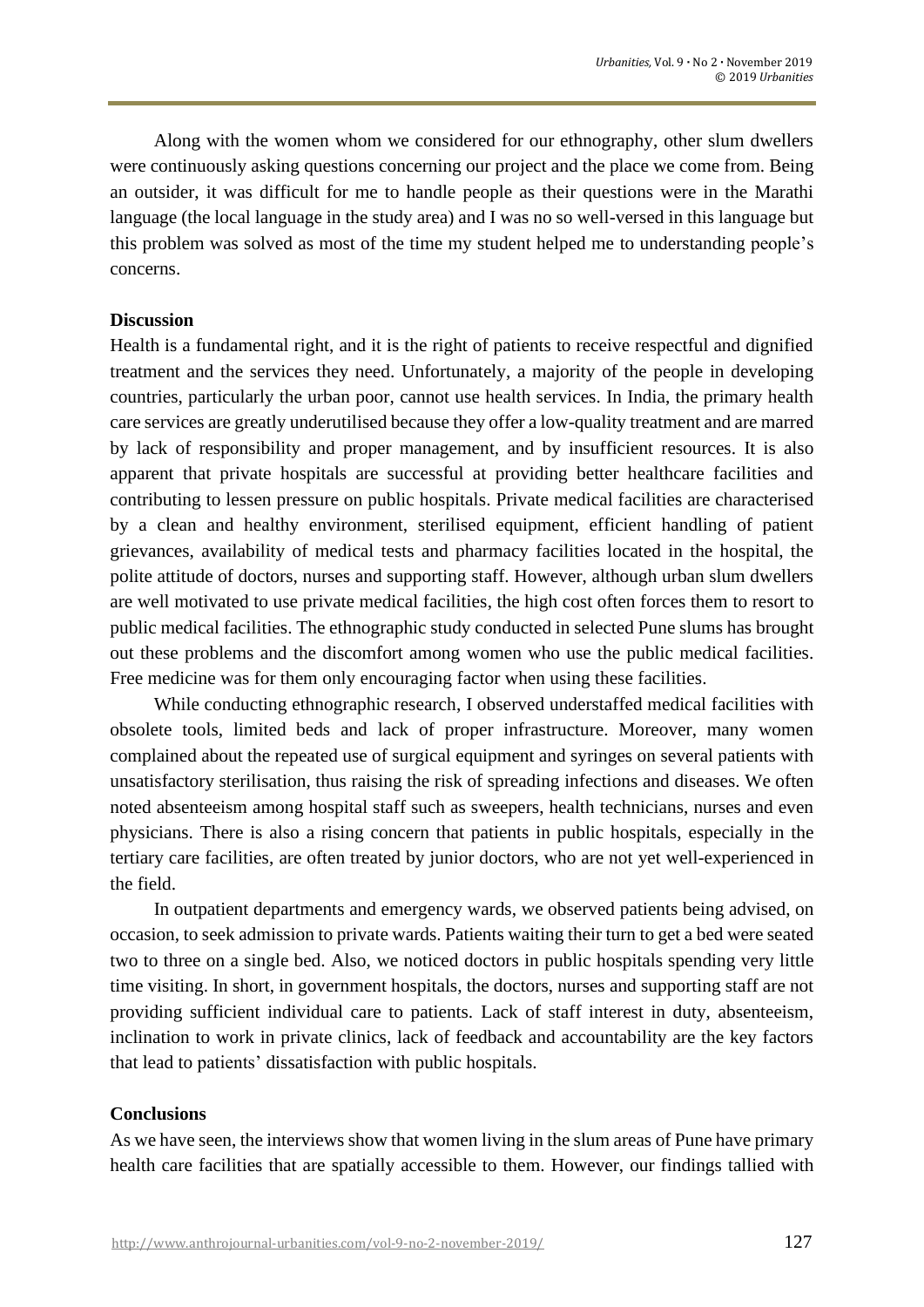Along with the women whom we considered for our ethnography, other slum dwellers were continuously asking questions concerning our project and the place we come from. Being an outsider, it was difficult for me to handle people as their questions were in the Marathi language (the local language in the study area) and I was no so well-versed in this language but this problem was solved as most of the time my student helped me to understanding people's concerns.

**Discussion**

Health is a fundamental right, and it is the right of patients to receive respectful and dignified treatment and the services they need. Unfortunately, a majority of the people in developing countries, particularly the urban poor, cannot use health services. In India, the primary health care services are greatly underutilised because they offer a low-quality treatment and are marred by lack of responsibility and proper management, and by insufficient resources. It is also apparent that private hospitals are successful at providing better healthcare facilities and contributing to lessen pressure on public hospitals. Private medical facilities are characterised by a clean and healthy environment, sterilised equipment, efficient handling of patient grievances, availability of medical tests and pharmacy facilities located in the hospital, the polite attitude of doctors, nurses and supporting staff. However, although urban slum dwellers are well motivated to use private medical facilities, the high cost often forces them to resort to public medical facilities. The ethnographic study conducted in selected Pune slums has brought out these problems and the discomfort among women who use the public medical facilities. Free medicine was for them only encouraging factor when using these facilities.

While conducting ethnographic research, I observed understaffed medical facilities with obsolete tools, limited beds and lack of proper infrastructure. Moreover, many women complained about the repeated use of surgical equipment and syringes on several patients with unsatisfactory sterilisation, thus raising the risk of spreading infections and diseases. We often noted absenteeism among hospital staff such as sweepers, health technicians, nurses and even physicians. There is also a rising concern that patients in public hospitals, especially in the tertiary care facilities, are often treated by junior doctors, who are not yet well-experienced in the field.

In outpatient departments and emergency wards, we observed patients being advised, on occasion, to seek admission to private wards. Patients waiting their turn to get a bed were seated two to three on a single bed. Also, we noticed doctors in public hospitals spending very little time visiting. In short, in government hospitals, the doctors, nurses and supporting staff are not providing sufficient individual care to patients. Lack of staff interest in duty, absenteeism, inclination to work in private clinics, lack of feedback and accountability are the key factors that lead to patients' dissatisfaction with public hospitals.

**Conclusions**

As we have seen, the interviews show that women living in the slum areas of Pune have primary health care facilities that are spatially accessible to them. However, our findings tallied with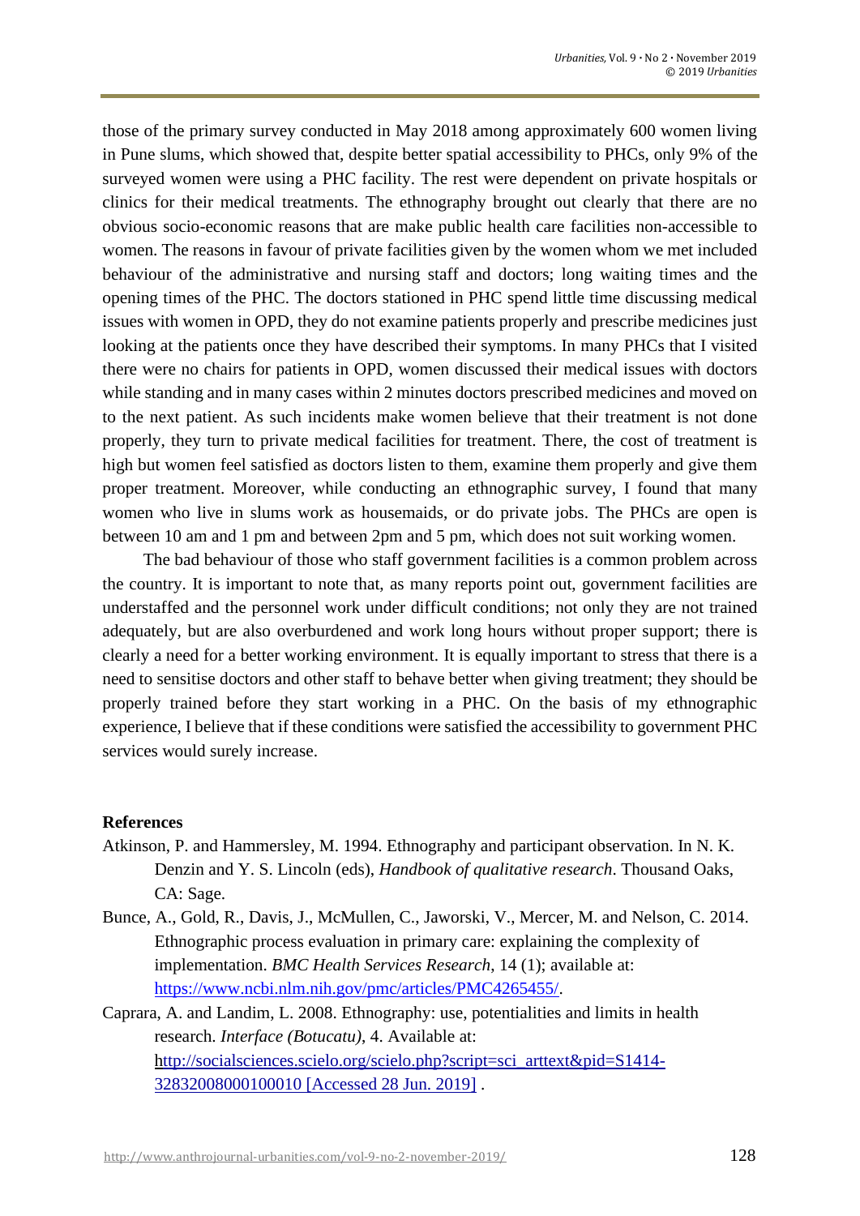those of the primary survey conducted in May 2018 among approximately 600 women living in Pune slums, which showed that, despite better spatial accessibility to PHCs, only 9% of the surveyed women were using a PHC facility. The rest were dependent on private hospitals or clinics for their medical treatments. The ethnography brought out clearly that there are no obvious socio-economic reasons that are make public health care facilities non-accessible to women. The reasons in favour of private facilities given by the women whom we met included behaviour of the administrative and nursing staff and doctors; long waiting times and the opening times of the PHC. The doctors stationed in PHC spend little time discussing medical issues with women in OPD, they do not examine patients properly and prescribe medicines just looking at the patients once they have described their symptoms. In many PHCs that I visited there were no chairs for patients in OPD, women discussed their medical issues with doctors while standing and in many cases within 2 minutes doctors prescribed medicines and moved on to the next patient. As such incidents make women believe that their treatment is not done properly, they turn to private medical facilities for treatment. There, the cost of treatment is high but women feel satisfied as doctors listen to them, examine them properly and give them proper treatment. Moreover, while conducting an ethnographic survey, I found that many women who live in slums work as housemaids, or do private jobs. The PHCs are open is between 10 am and 1 pm and between 2pm and 5 pm, which does not suit working women.

The bad behaviour of those who staff government facilities is a common problem across the country. It is important to note that, as many reports point out, government facilities are understaffed and the personnel work under difficult conditions; not only they are not trained adequately, but are also overburdened and work long hours without proper support; there is clearly a need for a better working environment. It is equally important to stress that there is a need to sensitise doctors and other staff to behave better when giving treatment; they should be properly trained before they start working in a PHC. On the basis of my ethnographic experience, I believe that if these conditions were satisfied the accessibility to government PHC services would surely increase.

**References**

Atkinson, P. and Hammersley, M. 1994. Ethnography and participant observation. In N. K. Denzin and Y. S. Lincoln (eds), *Handbook of qualitative research*. Thousand Oaks, CA: Sage.

Bunce, A., Gold, R., Davis, J., McMullen, C., Jaworski, V., Mercer, M. and Nelson, C. 2014. Ethnographic process evaluation in primary care: explaining the complexity of implementation. *BMC Health Services Research*, 14 (1); available at: https://www.ncbi.nlm.nih.gov/pmc/articles/PMC4265455/.

Caprara, A. and Landim, L. 2008. Ethnography: use, potentialities and limits in health research. *Interface (Botucatu)*, 4. Available at: http://socialsciences.scielo.org/scielo.php?script=sci_arttext&pid=S1414-32832008000100010 [Accessed 28 Jun. 2019] .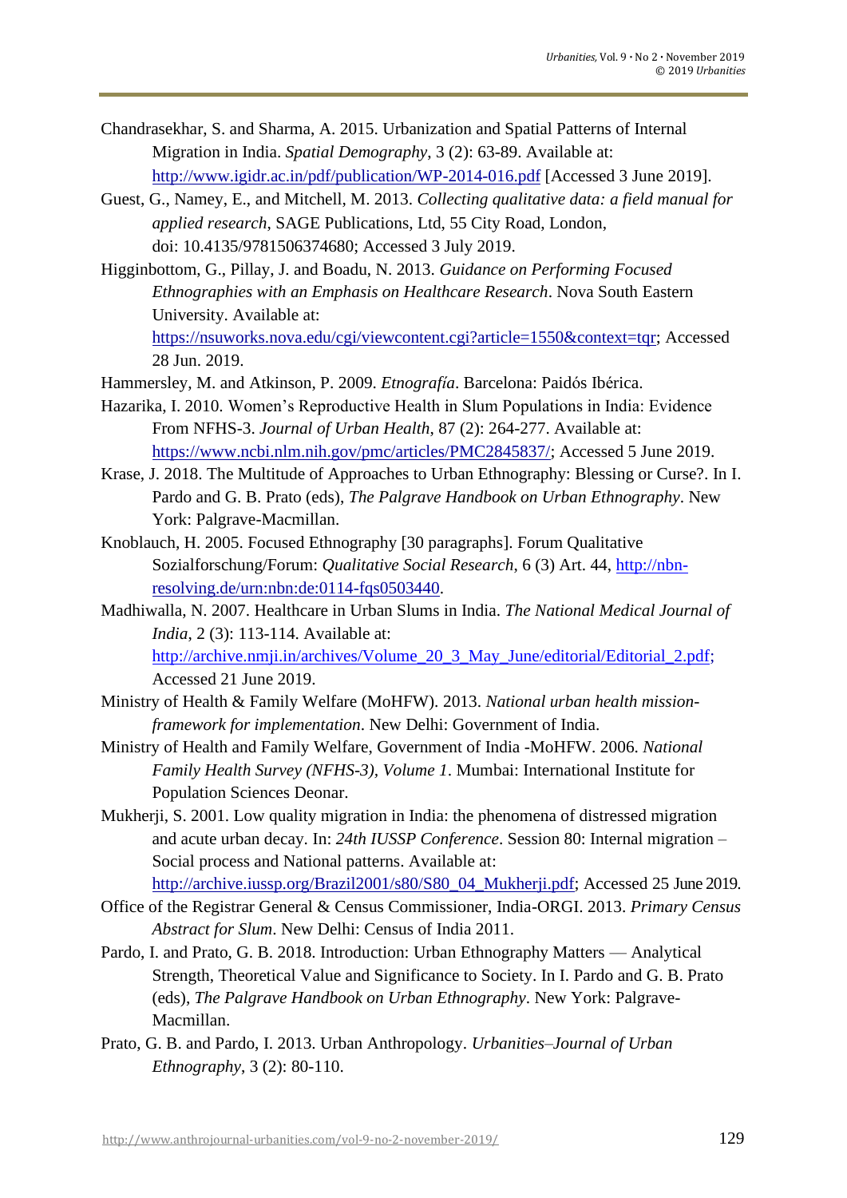Chandrasekhar, S. and Sharma, A. 2015. Urbanization and Spatial Patterns of Internal Migration in India. *Spatial Demography*, 3 (2): 63-89. Available at: http://www.igidr.ac.in/pdf/publication/WP-2014-016.pdf [Accessed 3 June 2019].

Guest, G., Namey, E., and Mitchell, M. 2013. *Collecting qualitative data: a field manual for applied research*, SAGE Publications, Ltd, 55 City Road, London, doi: 10.4135/9781506374680; Accessed 3 July 2019.

Higginbottom, G., Pillay, J. and Boadu, N. 2013. *Guidance on Performing Focused Ethnographies with an Emphasis on Healthcare Research*. Nova South Eastern University. Available at: https://nsuworks.nova.edu/cgi/viewcontent.cgi?article=1550&context=tqr; Accessed 28 Jun. 2019.

Hammersley, M. and Atkinson, P. 2009. *Etnografía*. Barcelona: Paidós Ibérica.

Hazarika, I. 2010. Women's Reproductive Health in Slum Populations in India: Evidence From NFHS-3. *Journal of Urban Health*, 87 (2): 264-277. Available at: https://www.ncbi.nlm.nih.gov/pmc/articles/PMC2845837/; Accessed 5 June 2019.

Krase, J. 2018. The Multitude of Approaches to Urban Ethnography: Blessing or Curse?. In I. Pardo and G. B. Prato (eds), *The Palgrave Handbook on Urban Ethnography*. New York: Palgrave-Macmillan.

Knoblauch, H. 2005. Focused Ethnography [30 paragraphs]. Forum Qualitative Sozialforschung/Forum: *Qualitative Social Research*, 6 (3) Art. 44, http://nbn-resolving.de/urn:nbn:de:0114-fqs0503440.

Madhiwalla, N. 2007. Healthcare in Urban Slums in India. *The National Medical Journal of India*, 2 (3): 113-114. Available at: http://archive.nmji.in/archives/Volume_20_3_May_June/editorial/Editorial_2.pdf; Accessed 21 June 2019.

Ministry of Health & Family Welfare (MoHFW). 2013. *National urban health mission-framework for implementation*. New Delhi: Government of India.

Ministry of Health and Family Welfare, Government of India -MoHFW. 2006. *National Family Health Survey (NFHS-3), Volume 1*. Mumbai: International Institute for Population Sciences Deonar.

Mukherji, S. 2001. Low quality migration in India: the phenomena of distressed migration and acute urban decay. In: *24th IUSSP Conference*. Session 80: Internal migration – Social process and National patterns. Available at: http://archive.iussp.org/Brazil2001/s80/S80_04_Mukherji.pdf; Accessed 25 June 2019.

Office of the Registrar General & Census Commissioner, India-ORGI. 2013. *Primary Census Abstract for Slum*. New Delhi: Census of India 2011.

Pardo, I. and Prato, G. B. 2018. Introduction: Urban Ethnography Matters — Analytical Strength, Theoretical Value and Significance to Society. In I. Pardo and G. B. Prato (eds), *The Palgrave Handbook on Urban Ethnography*. New York: Palgrave-Macmillan.

Prato, G. B. and Pardo, I. 2013. Urban Anthropology. *Urbanities–Journal of Urban Ethnography*, 3 (2): 80-110.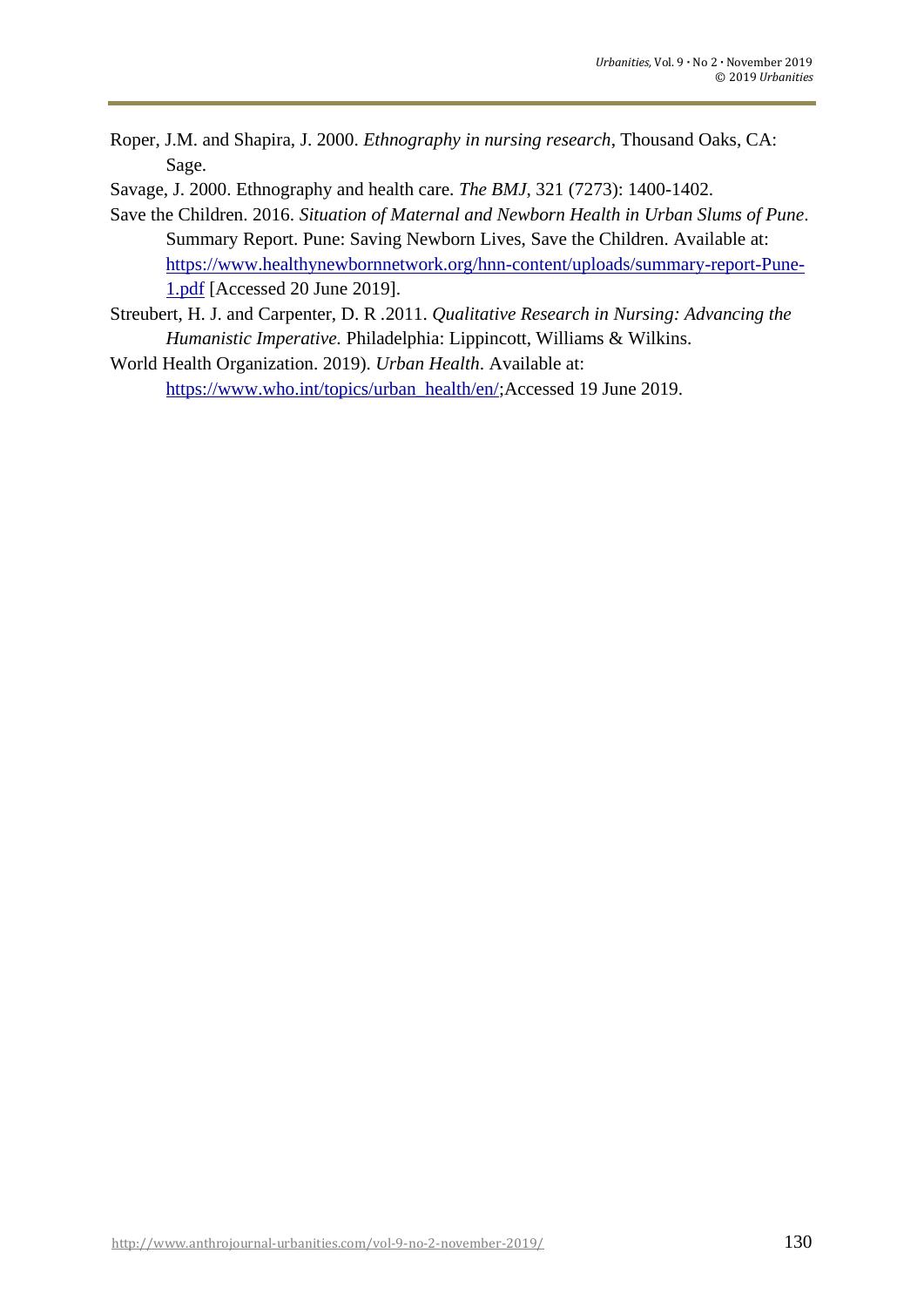Roper, J.M. and Shapira, J. 2000. *Ethnography in nursing research*, Thousand Oaks, CA: Sage.

Savage, J. 2000. Ethnography and health care. *The BMJ*, 321 (7273): 1400-1402.

Save the Children. 2016. *Situation of Maternal and Newborn Health in Urban Slums of Pune*. Summary Report. Pune: Saving Newborn Lives, Save the Children. Available at: https://www.healthynewbornnetwork.org/hnn-content/uploads/summary-report-Pune-1.pdf [Accessed 20 June 2019].

Streubert, H. J. and Carpenter, D. R .2011. *Qualitative Research in Nursing: Advancing the Humanistic Imperative.* Philadelphia: Lippincott, Williams & Wilkins.

World Health Organization. 2019). *Urban Health*. Available at: https://www.who.int/topics/urban_health/en/;Accessed 19 June 2019.